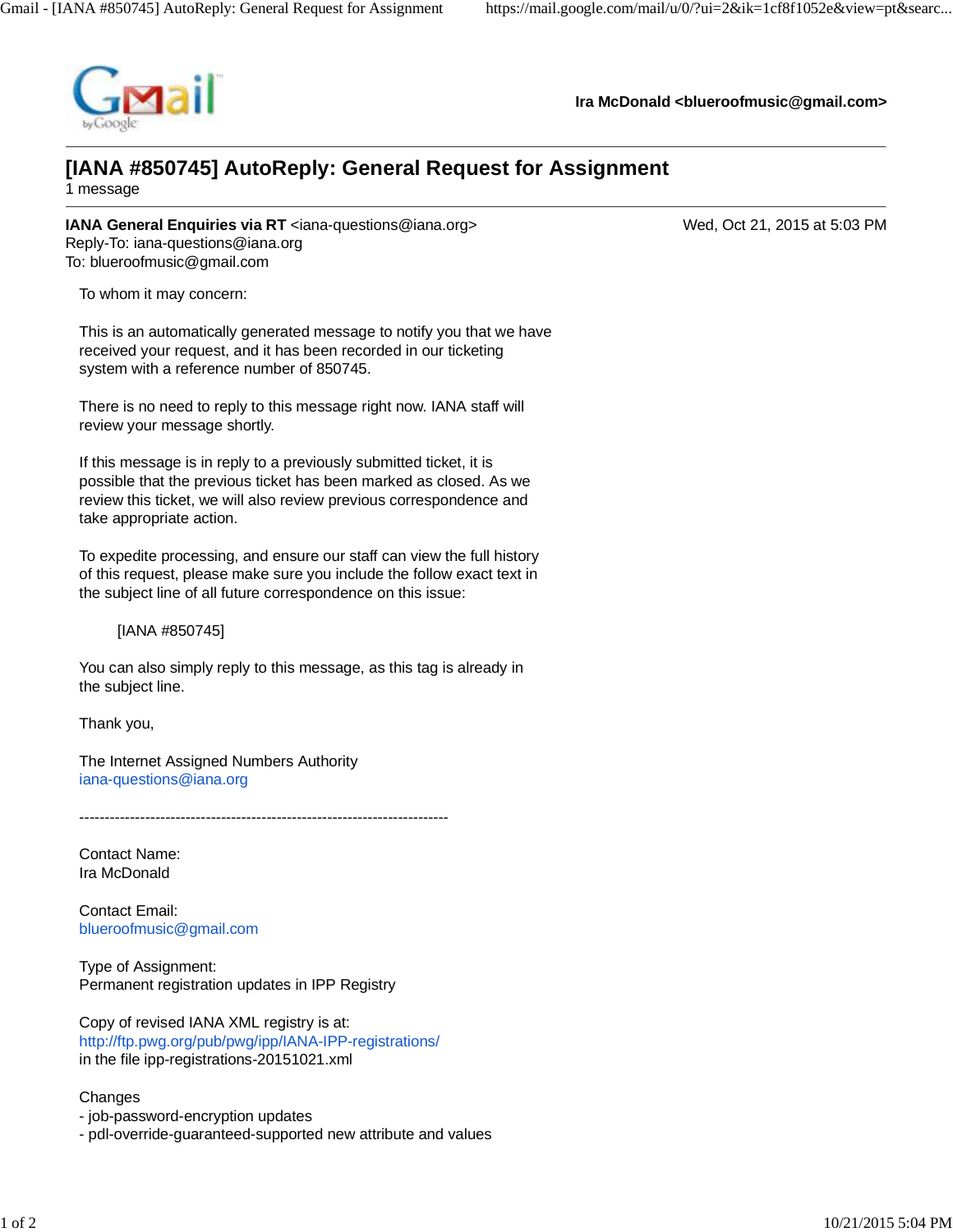Ira McDonald <blueroofmusic@gmail.com>

# [IANA #850745] AutoReply: General Request for Assignment

1 message

**IANA General Enquiries via RT** <iana-questions@iana.org>
Reply-To: iana-questions@iana.org
To: blueroofmusic@gmail.com

Wed, Oct 21, 2015 at 5:03 PM

To whom it may concern:

This is an automatically generated message to notify you that we have received your request, and it has been recorded in our ticketing system with a reference number of 850745.

There is no need to reply to this message right now. IANA staff will review your message shortly.

If this message is in reply to a previously submitted ticket, it is possible that the previous ticket has been marked as closed. As we review this ticket, we will also review previous correspondence and take appropriate action.

To expedite processing, and ensure our staff can view the full history of this request, please make sure you include the follow exact text in the subject line of all future correspondence on this issue:

[IANA #850745]

You can also simply reply to this message, as this tag is already in the subject line.

Thank you,

The Internet Assigned Numbers Authority
iana-questions@iana.org

-------------------------------------------------------------------------

Contact Name:
Ira McDonald

Contact Email:
blueroofmusic@gmail.com

Type of Assignment:
Permanent registration updates in IPP Registry

Copy of revised IANA XML registry is at:
http://ftp.pwg.org/pub/pwg/ipp/IANA-IPP-registrations/
in the file ipp-registrations-20151021.xml

Changes
- job-password-encryption updates
- pdl-override-guaranteed-supported new attribute and values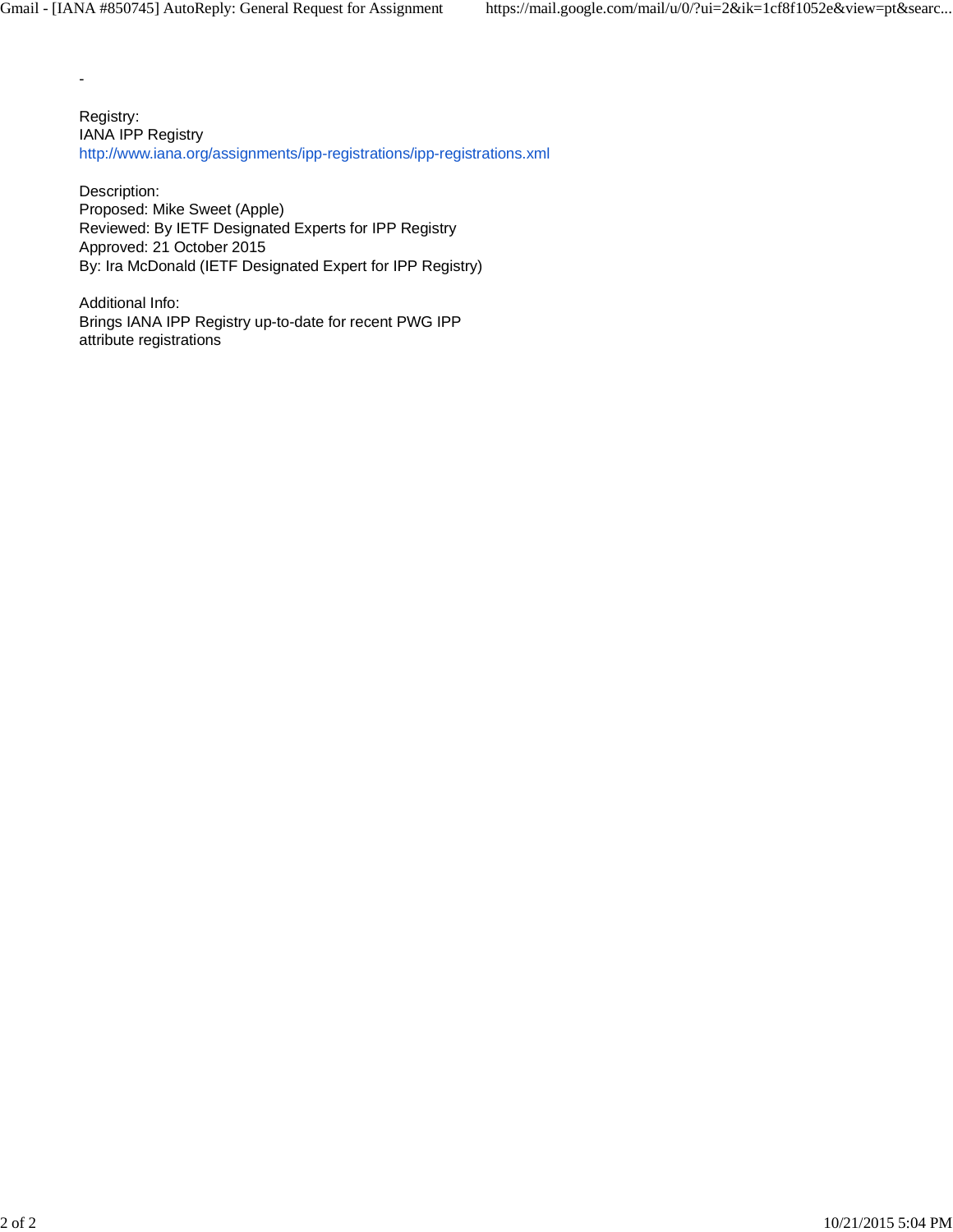-

Registry:
IANA IPP Registry
http://www.iana.org/assignments/ipp-registrations/ipp-registrations.xml

Description:
Proposed: Mike Sweet (Apple)
Reviewed: By IETF Designated Experts for IPP Registry
Approved: 21 October 2015
By: Ira McDonald (IETF Designated Expert for IPP Registry)

Additional Info:
Brings IANA IPP Registry up-to-date for recent PWG IPP
attribute registrations